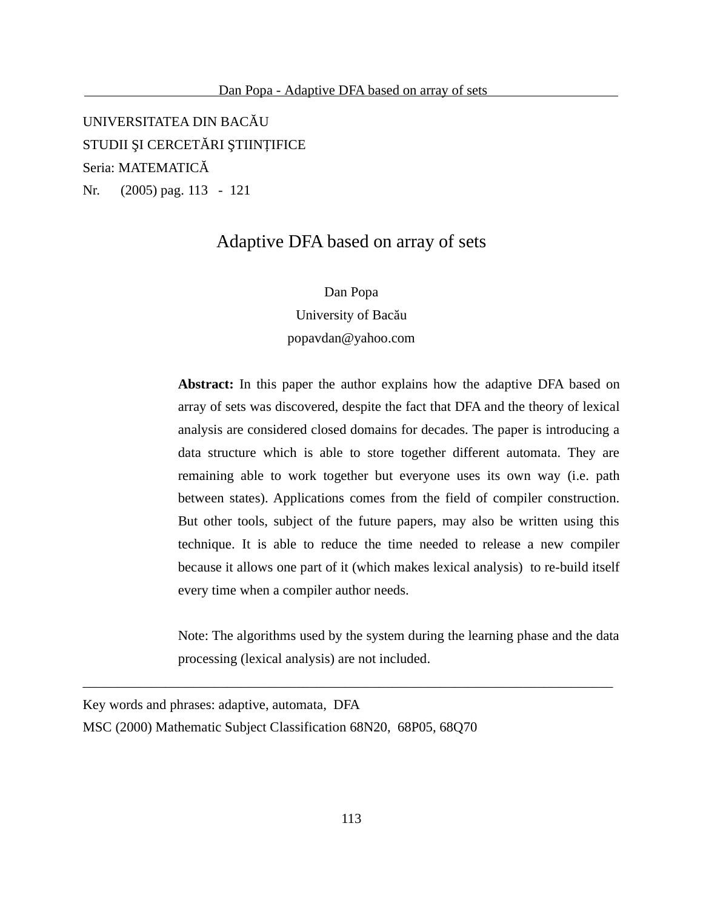UNIVERSITATEA DIN BACĂU
STUDII ŞI CERCETĂRI ŞTIINȚIFICE
Seria: MATEMATICĂ
Nr. (2005) pag. 113 - 121

# Adaptive DFA based on array of sets

Dan Popa
University of Bacău
popavdan@yahoo.com

**Abstract:** In this paper the author explains how the adaptive DFA based on array of sets was discovered, despite the fact that DFA and the theory of lexical analysis are considered closed domains for decades. The paper is introducing a data structure which is able to store together different automata. They are remaining able to work together but everyone uses its own way (i.e. path between states). Applications comes from the field of compiler construction. But other tools, subject of the future papers, may also be written using this technique. It is able to reduce the time needed to release a new compiler because it allows one part of it (which makes lexical analysis) to re-build itself every time when a compiler author needs.

Note: The algorithms used by the system during the learning phase and the data processing (lexical analysis) are not included.

---

Key words and phrases: adaptive, automata, DFA
MSC (2000) Mathematic Subject Classification 68N20, 68P05, 68Q70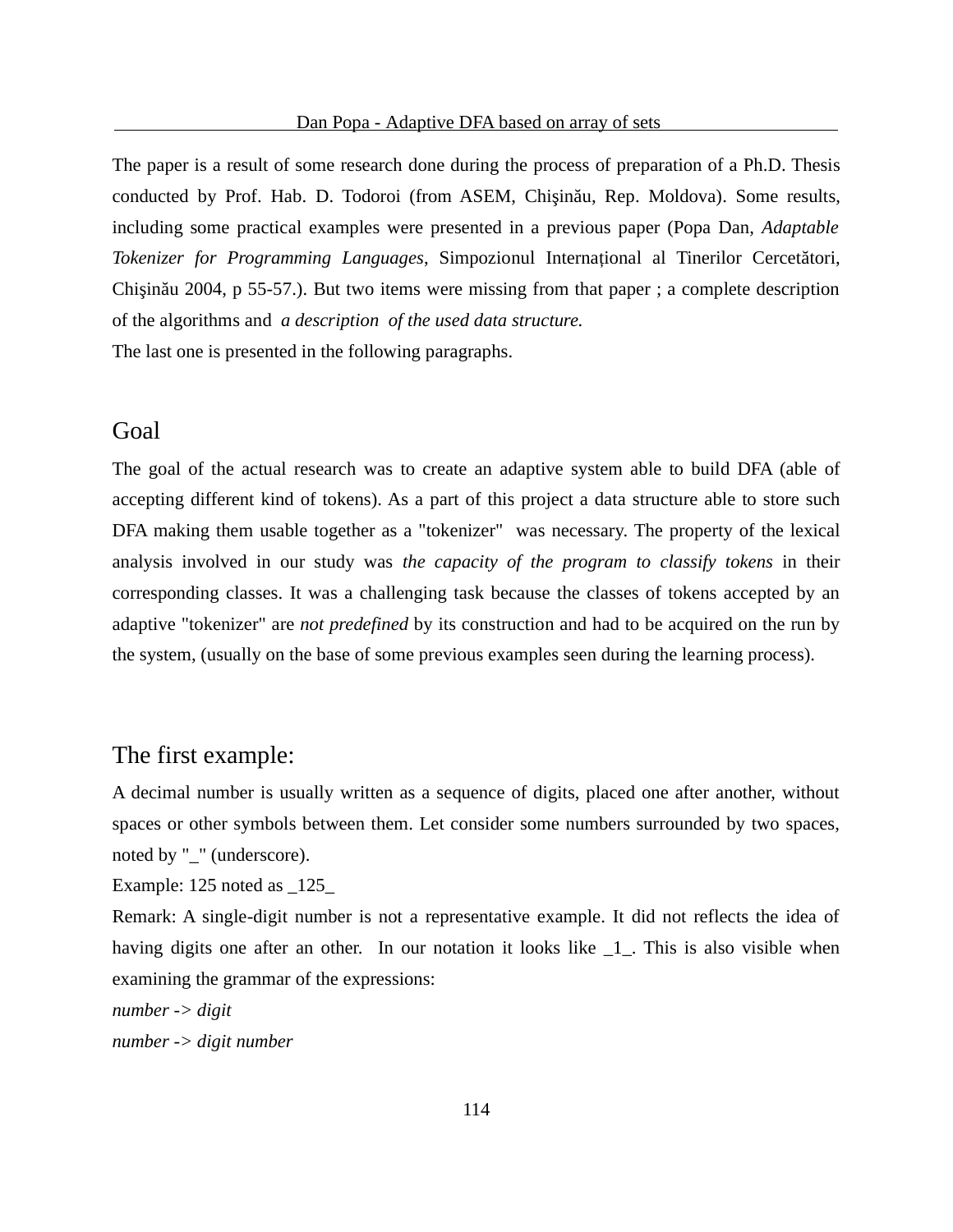The paper is a result of some research done during the process of preparation of a Ph.D. Thesis conducted by Prof. Hab. D. Todoroi (from ASEM, Chişinău, Rep. Moldova). Some results, including some practical examples were presented in a previous paper (Popa Dan, *Adaptable Tokenizer for Programming Languages*, Simpozionul Internațional al Tinerilor Cercetători, Chişinău 2004, p 55-57.). But two items were missing from that paper ; a complete description of the algorithms and *a description of the used data structure.*

The last one is presented in the following paragraphs.

## Goal

The goal of the actual research was to create an adaptive system able to build DFA (able of accepting different kind of tokens). As a part of this project a data structure able to store such DFA making them usable together as a "tokenizer" was necessary. The property of the lexical analysis involved in our study was *the capacity of the program to classify tokens* in their corresponding classes. It was a challenging task because the classes of tokens accepted by an adaptive "tokenizer" are *not predefined* by its construction and had to be acquired on the run by the system, (usually on the base of some previous examples seen during the learning process).

## The first example:

A decimal number is usually written as a sequence of digits, placed one after another, without spaces or other symbols between them. Let consider some numbers surrounded by two spaces, noted by "_" (underscore).

Example: 125 noted as _125_

Remark: A single-digit number is not a representative example. It did not reflects the idea of having digits one after an other. In our notation it looks like _1_. This is also visible when examining the grammar of the expressions:

*number -> digit*

*number -> digit number*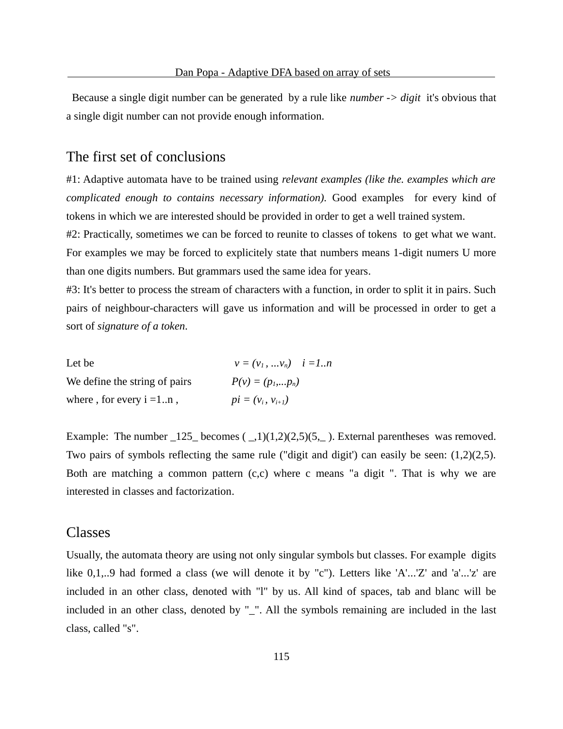Because a single digit number can be generated by a rule like *number -> digit* it's obvious that a single digit number can not provide enough information.

## The first set of conclusions

#1: Adaptive automata have to be trained using *relevant examples (like the. examples which are complicated enough to contains necessary information).* Good examples for every kind of tokens in which we are interested should be provided in order to get a well trained system.

#2: Practically, sometimes we can be forced to reunite to classes of tokens to get what we want. For examples we may be forced to explicitely state that numbers means 1-digit numers U more than one digits numbers. But grammars used the same idea for years.

#3: It's better to process the stream of characters with a function, in order to split it in pairs. Such pairs of neighbour-characters will gave us information and will be processed in order to get a sort of *signature of a token*.

Let be $v = (v_1 , ...v_n) \quad i =1..n$

We define the string of pairs $P(v) = (p_1,...p_n)$

where , for every i =1..n , $pi = (v_i , v_{i+1})$

Example: The number _125_ becomes ( _,1)(1,2)(2,5)(5,_ ). External parentheses was removed. Two pairs of symbols reflecting the same rule ("digit and digit') can easily be seen: (1,2)(2,5). Both are matching a common pattern (c,c) where c means "a digit ". That is why we are interested in classes and factorization.

## Classes

Usually, the automata theory are using not only singular symbols but classes. For example digits like 0,1,..9 had formed a class (we will denote it by "c"). Letters like 'A'...'Z' and 'a'...'z' are included in an other class, denoted with "l" by us. All kind of spaces, tab and blanc will be included in an other class, denoted by "_". All the symbols remaining are included in the last class, called "s".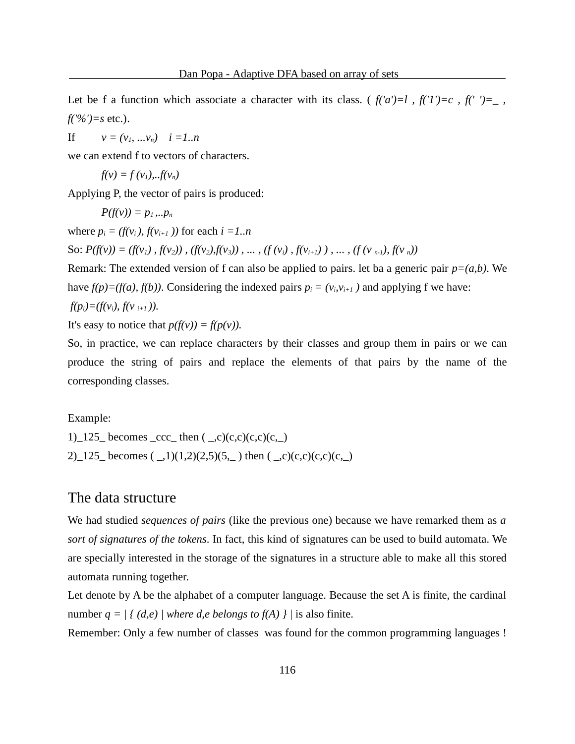Let be f a function which associate a character with its class. ( $f('a')=l$ , $f('1')=c$ , $f(' ')=\_$ , $f('\%')=s$ etc.).

If $v = (v_1, ...v_n)$ $i = 1..n$

we can extend f to vectors of characters.

$$f(v) = f(v_1),..f(v_n)$$

Applying P, the vector of pairs is produced:

$$P(f(v)) = p_1 ,..p_n$$

where $p_i = (f(v_i), f(v_{i+1}))$ for each $i = 1..n$

So: $P(f(v)) = (f(v_1) , f(v_2)) , (f(v_2),f(v_3)) , ... , (f (v_i) , f(v_{i+1}) ) , ... , (f (v_{n-1}), f(v_n))$

Remark: The extended version of f can also be applied to pairs. let ba a generic pair $p=(a,b)$. We have $f(p)=(f(a), f(b))$. Considering the indexed pairs $p_i = (v_i,v_{i+1})$ and applying f we have:

$f(p_i)=(f(v_i), f(v_{i+1}))$.

It's easy to notice that $p(f(v)) = f(p(v))$.

So, in practice, we can replace characters by their classes and group them in pairs or we can produce the string of pairs and replace the elements of that pairs by the name of the corresponding classes.

Example:

1)_125_ becomes _ccc_ then ( _,c)(c,c)(c,c)(c,_)

2)_125_ becomes ( _,1)(1,2)(2,5)(5,_ ) then ( _,c)(c,c)(c,c)(c,_)

## The data structure

We had studied *sequences of pairs* (like the previous one) because we have remarked them as *a sort of signatures of the tokens*. In fact, this kind of signatures can be used to build automata. We are specially interested in the storage of the signatures in a structure able to make all this stored automata running together.

Let denote by A be the alphabet of a computer language. Because the set A is finite, the cardinal number $q = | \{ (d,e) \mid \text{where } d,e \text{ belongs to } f(A) \} |$ is also finite.

Remember: Only a few number of classes was found for the common programming languages !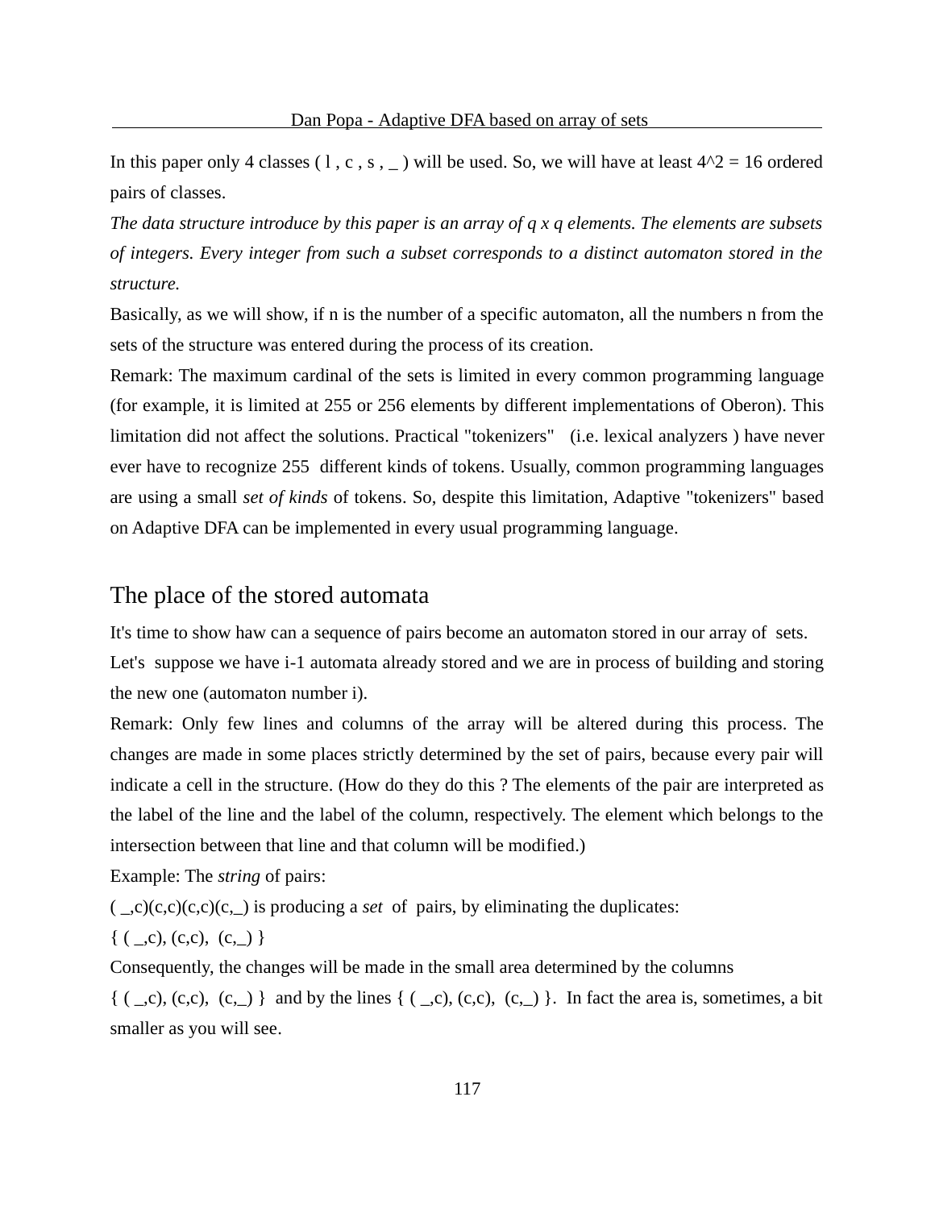In this paper only 4 classes ( l , c , s , _ ) will be used. So, we will have at least 4^2 = 16 ordered pairs of classes.

*The data structure introduce by this paper is an array of q x q elements. The elements are subsets of integers. Every integer from such a subset corresponds to a distinct automaton stored in the structure.*

Basically, as we will show, if n is the number of a specific automaton, all the numbers n from the sets of the structure was entered during the process of its creation.

Remark: The maximum cardinal of the sets is limited in every common programming language (for example, it is limited at 255 or 256 elements by different implementations of Oberon). This limitation did not affect the solutions. Practical "tokenizers" (i.e. lexical analyzers ) have never ever have to recognize 255 different kinds of tokens. Usually, common programming languages are using a small *set of kinds* of tokens. So, despite this limitation, Adaptive "tokenizers" based on Adaptive DFA can be implemented in every usual programming language.

## The place of the stored automata

It's time to show haw can a sequence of pairs become an automaton stored in our array of sets.

Let's suppose we have i-1 automata already stored and we are in process of building and storing the new one (automaton number i).

Remark: Only few lines and columns of the array will be altered during this process. The changes are made in some places strictly determined by the set of pairs, because every pair will indicate a cell in the structure. (How do they do this ? The elements of the pair are interpreted as the label of the line and the label of the column, respectively. The element which belongs to the intersection between that line and that column will be modified.)

Example: The *string* of pairs:

( _,c)(c,c)(c,c)(c,_) is producing a *set* of pairs, by eliminating the duplicates:

{ ( _,c), (c,c), (c,_) }

Consequently, the changes will be made in the small area determined by the columns

{ ( _,c), (c,c), (c,_) } and by the lines { ( _,c), (c,c), (c,_) }. In fact the area is, sometimes, a bit smaller as you will see.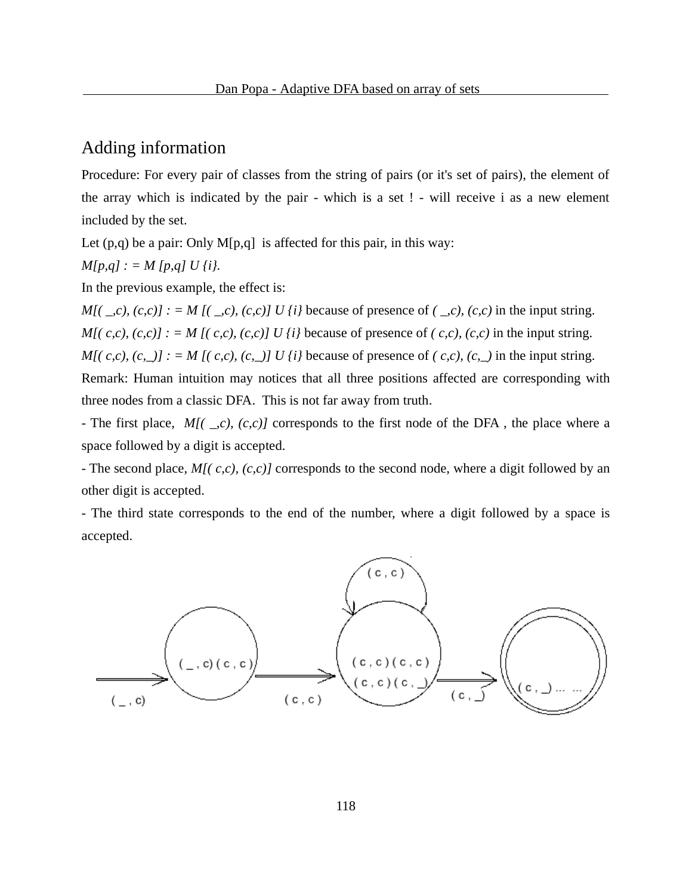## Adding information

Procedure: For every pair of classes from the string of pairs (or it's set of pairs), the element of the array which is indicated by the pair - which is a set ! - will receive i as a new element included by the set.

Let (p,q) be a pair: Only M[p,q] is affected for this pair, in this way:

*M[p,q] : = M [p,q] U {i}.*

In the previous example, the effect is:

*M[( _,c), (c,c)] : = M [( _,c), (c,c)] U {i}* because of presence of *( _,c), (c,c)* in the input string.

*M[( c,c), (c,c)] : = M [( c,c), (c,c)] U {i}* because of presence of *( c,c), (c,c)* in the input string.

*M[( c,c), (c,_)] : = M [( c,c), (c,_)] U {i}* because of presence of *( c,c), (c,_)* in the input string.

Remark: Human intuition may notices that all three positions affected are corresponding with three nodes from a classic DFA. This is not far away from truth.

- The first place, *M[( _,c), (c,c)]* corresponds to the first node of the DFA , the place where a space followed by a digit is accepted.
- The second place, *M[( c,c), (c,c)]* corresponds to the second node, where a digit followed by an other digit is accepted.
- The third state corresponds to the end of the number, where a digit followed by a space is accepted.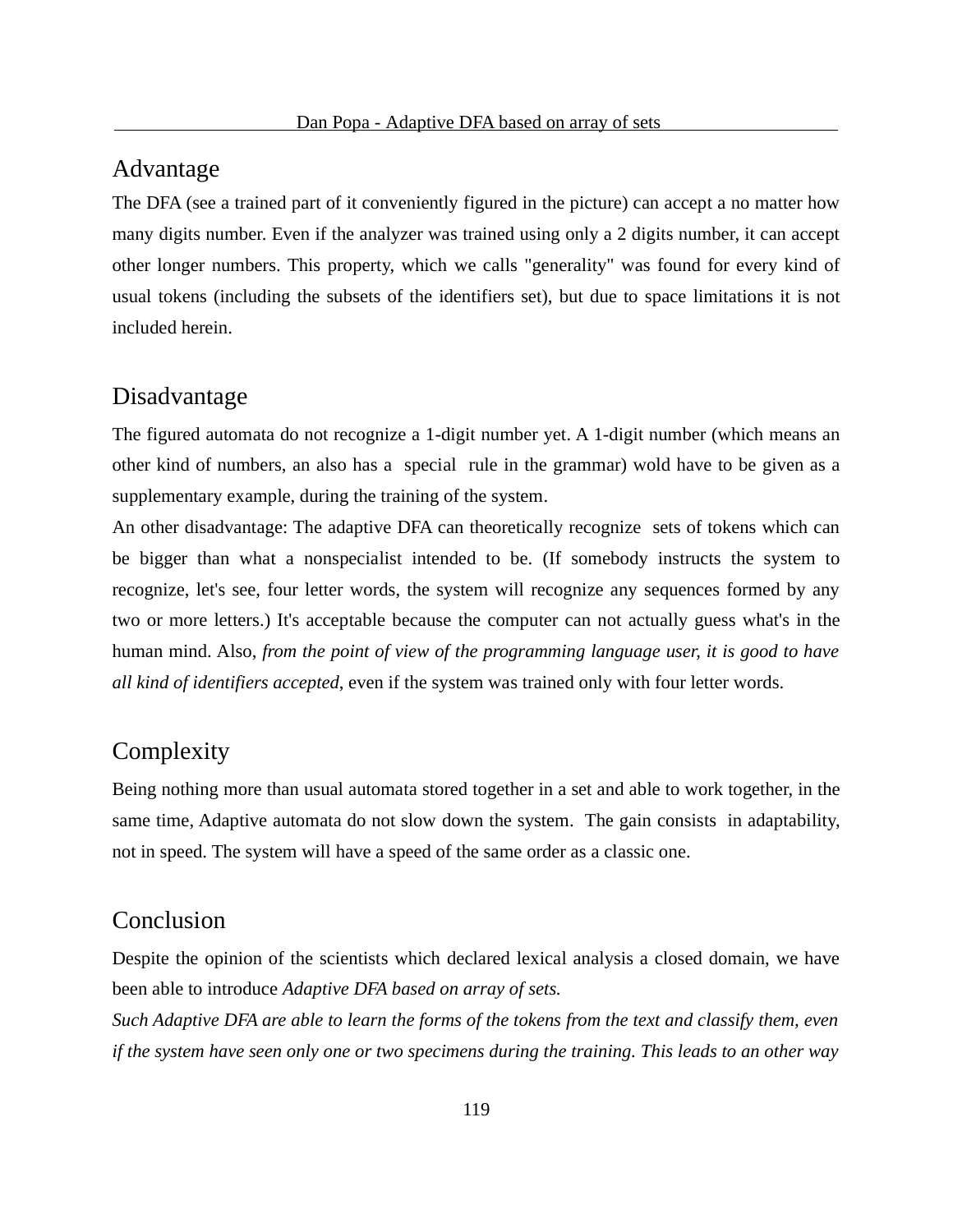## Advantage

The DFA (see a trained part of it conveniently figured in the picture) can accept a no matter how many digits number. Even if the analyzer was trained using only a 2 digits number, it can accept other longer numbers. This property, which we calls "generality" was found for every kind of usual tokens (including the subsets of the identifiers set), but due to space limitations it is not included herein.

## Disadvantage

The figured automata do not recognize a 1-digit number yet. A 1-digit number (which means an other kind of numbers, an also has a special rule in the grammar) wold have to be given as a supplementary example, during the training of the system.

An other disadvantage: The adaptive DFA can theoretically recognize sets of tokens which can be bigger than what a nonspecialist intended to be. (If somebody instructs the system to recognize, let's see, four letter words, the system will recognize any sequences formed by any two or more letters.) It's acceptable because the computer can not actually guess what's in the human mind. Also, *from the point of view of the programming language user, it is good to have all kind of identifiers accepted*, even if the system was trained only with four letter words.

## Complexity

Being nothing more than usual automata stored together in a set and able to work together, in the same time, Adaptive automata do not slow down the system. The gain consists in adaptability, not in speed. The system will have a speed of the same order as a classic one.

## Conclusion

Despite the opinion of the scientists which declared lexical analysis a closed domain, we have been able to introduce *Adaptive DFA based on array of sets.*

*Such Adaptive DFA are able to learn the forms of the tokens from the text and classify them, even if the system have seen only one or two specimens during the training. This leads to an other way*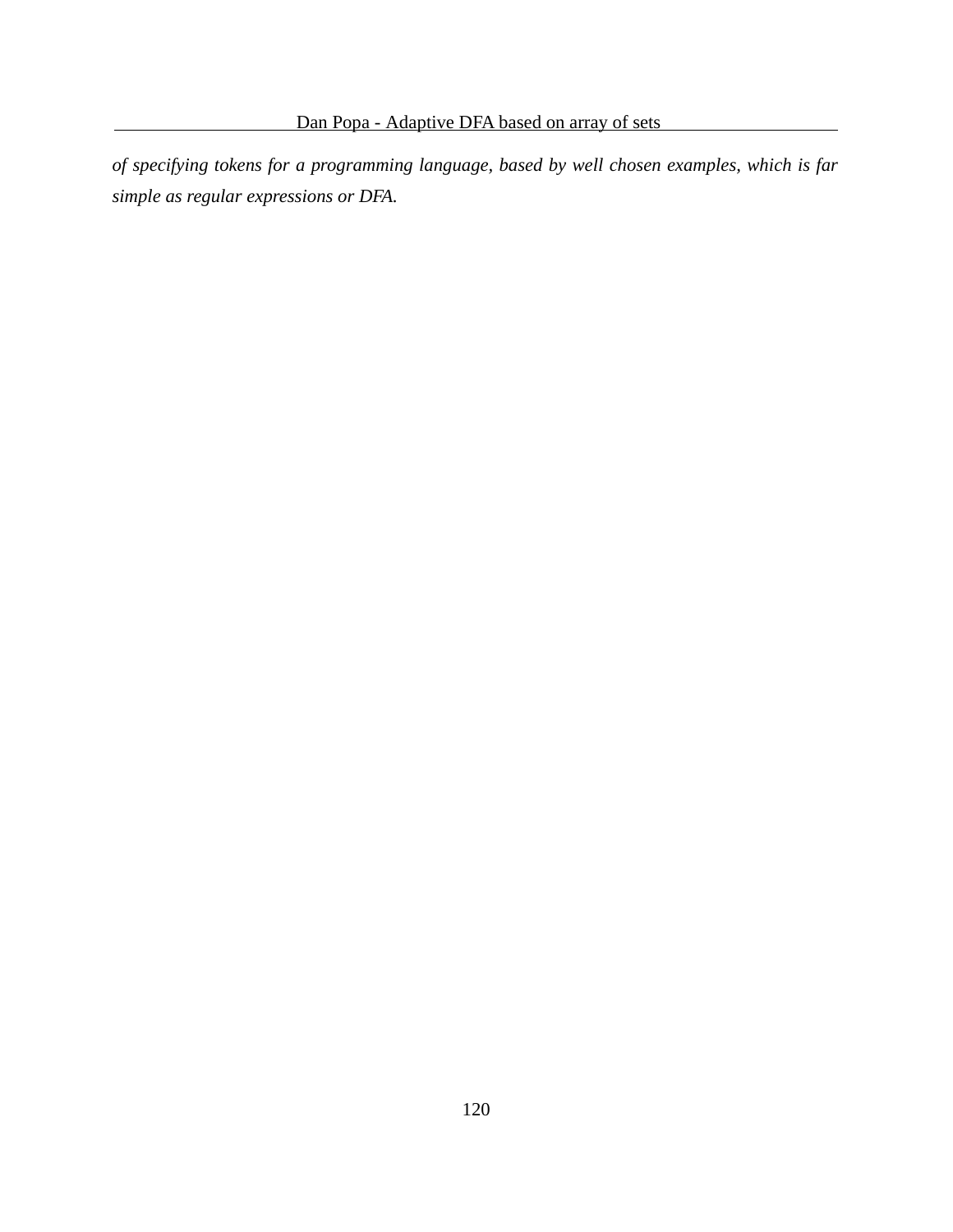*of specifying tokens for a programming language, based by well chosen examples, which is far simple as regular expressions or DFA.*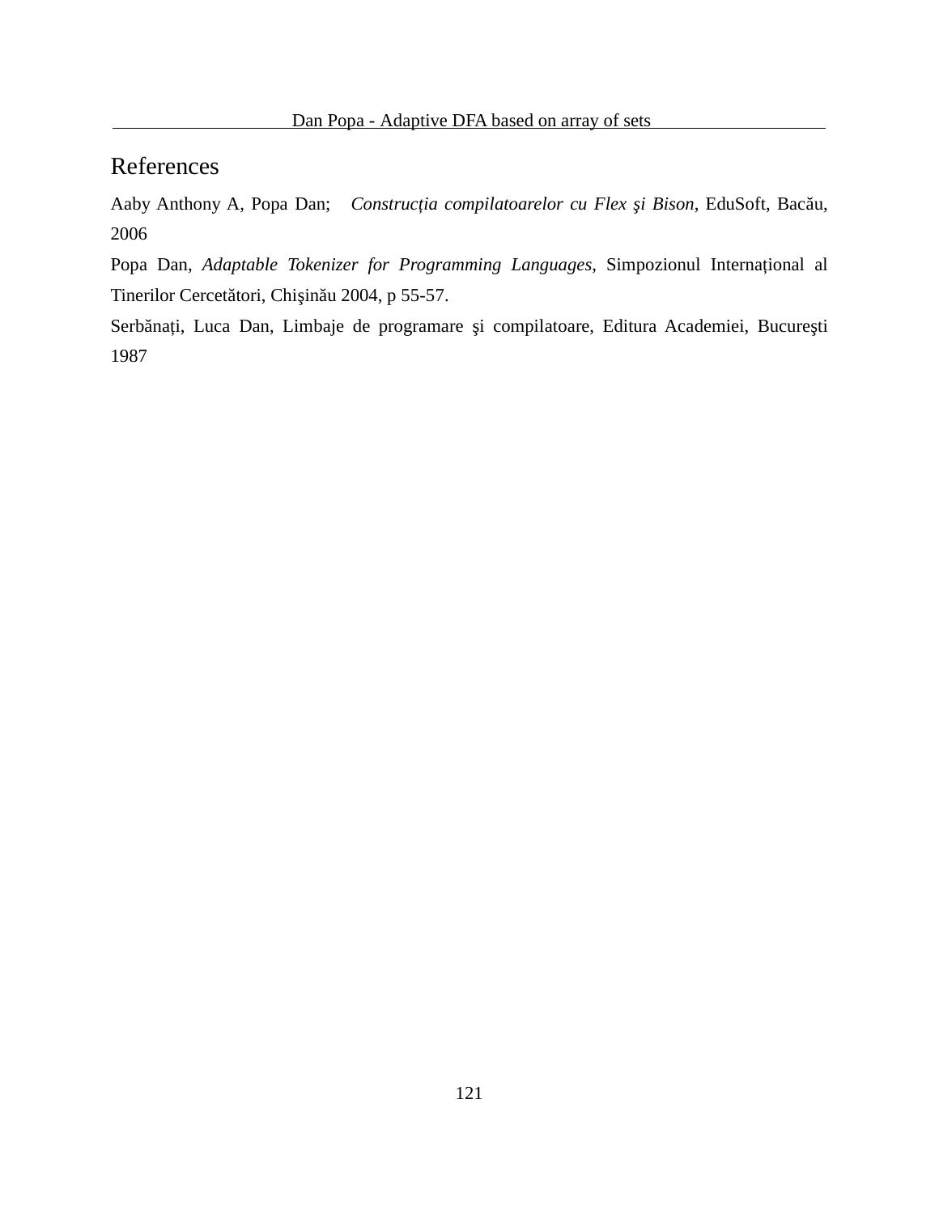## References

Aaby Anthony A, Popa Dan; *Construcția compilatoarelor cu Flex şi Bison*, EduSoft, Bacău, 2006

Popa Dan, *Adaptable Tokenizer for Programming Languages*, Simpozionul Internațional al Tinerilor Cercetători, Chişinău 2004, p 55-57.

Serbănați, Luca Dan, Limbaje de programare şi compilatoare, Editura Academiei, Bucureşti 1987